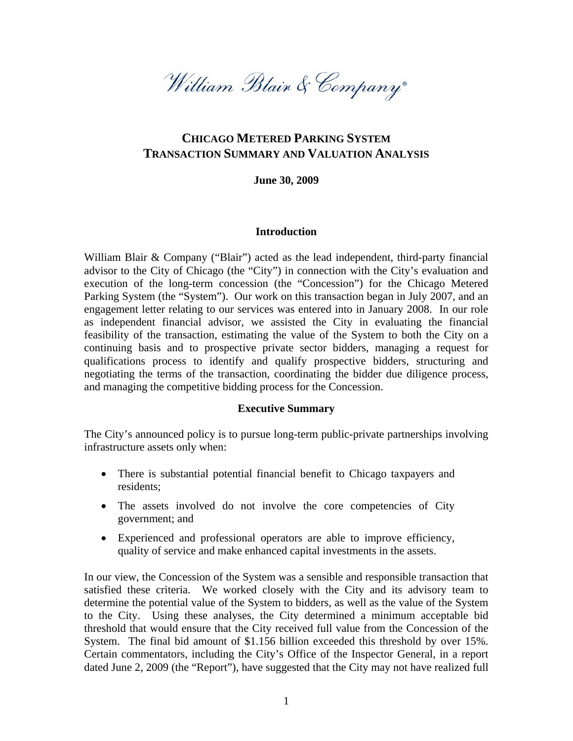William Blair & Company®

# CHICAGO METERED PARKING SYSTEM
# TRANSACTION SUMMARY AND VALUATION ANALYSIS

**June 30, 2009**

## Introduction

William Blair & Company ("Blair") acted as the lead independent, third-party financial advisor to the City of Chicago (the "City") in connection with the City's evaluation and execution of the long-term concession (the "Concession") for the Chicago Metered Parking System (the "System"). Our work on this transaction began in July 2007, and an engagement letter relating to our services was entered into in January 2008. In our role as independent financial advisor, we assisted the City in evaluating the financial feasibility of the transaction, estimating the value of the System to both the City on a continuing basis and to prospective private sector bidders, managing a request for qualifications process to identify and qualify prospective bidders, structuring and negotiating the terms of the transaction, coordinating the bidder due diligence process, and managing the competitive bidding process for the Concession.

## Executive Summary

The City's announced policy is to pursue long-term public-private partnerships involving infrastructure assets only when:

- There is substantial potential financial benefit to Chicago taxpayers and residents;
- The assets involved do not involve the core competencies of City government; and
- Experienced and professional operators are able to improve efficiency, quality of service and make enhanced capital investments in the assets.

In our view, the Concession of the System was a sensible and responsible transaction that satisfied these criteria. We worked closely with the City and its advisory team to determine the potential value of the System to bidders, as well as the value of the System to the City. Using these analyses, the City determined a minimum acceptable bid threshold that would ensure that the City received full value from the Concession of the System. The final bid amount of $1.156 billion exceeded this threshold by over 15%. Certain commentators, including the City's Office of the Inspector General, in a report dated June 2, 2009 (the "Report"), have suggested that the City may not have realized full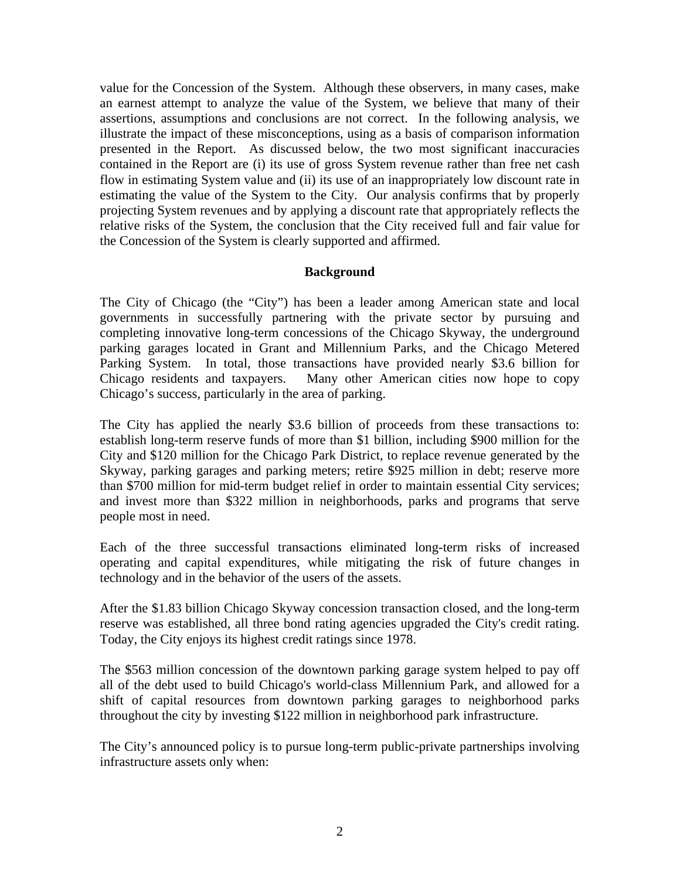value for the Concession of the System. Although these observers, in many cases, make an earnest attempt to analyze the value of the System, we believe that many of their assertions, assumptions and conclusions are not correct. In the following analysis, we illustrate the impact of these misconceptions, using as a basis of comparison information presented in the Report. As discussed below, the two most significant inaccuracies contained in the Report are (i) its use of gross System revenue rather than free net cash flow in estimating System value and (ii) its use of an inappropriately low discount rate in estimating the value of the System to the City. Our analysis confirms that by properly projecting System revenues and by applying a discount rate that appropriately reflects the relative risks of the System, the conclusion that the City received full and fair value for the Concession of the System is clearly supported and affirmed.

## Background

The City of Chicago (the "City") has been a leader among American state and local governments in successfully partnering with the private sector by pursuing and completing innovative long-term concessions of the Chicago Skyway, the underground parking garages located in Grant and Millennium Parks, and the Chicago Metered Parking System. In total, those transactions have provided nearly $3.6 billion for Chicago residents and taxpayers. Many other American cities now hope to copy Chicago's success, particularly in the area of parking.

The City has applied the nearly $3.6 billion of proceeds from these transactions to: establish long-term reserve funds of more than $1 billion, including $900 million for the City and $120 million for the Chicago Park District, to replace revenue generated by the Skyway, parking garages and parking meters; retire $925 million in debt; reserve more than $700 million for mid-term budget relief in order to maintain essential City services; and invest more than $322 million in neighborhoods, parks and programs that serve people most in need.

Each of the three successful transactions eliminated long-term risks of increased operating and capital expenditures, while mitigating the risk of future changes in technology and in the behavior of the users of the assets.

After the $1.83 billion Chicago Skyway concession transaction closed, and the long-term reserve was established, all three bond rating agencies upgraded the City's credit rating. Today, the City enjoys its highest credit ratings since 1978.

The $563 million concession of the downtown parking garage system helped to pay off all of the debt used to build Chicago's world-class Millennium Park, and allowed for a shift of capital resources from downtown parking garages to neighborhood parks throughout the city by investing $122 million in neighborhood park infrastructure.

The City's announced policy is to pursue long-term public-private partnerships involving infrastructure assets only when: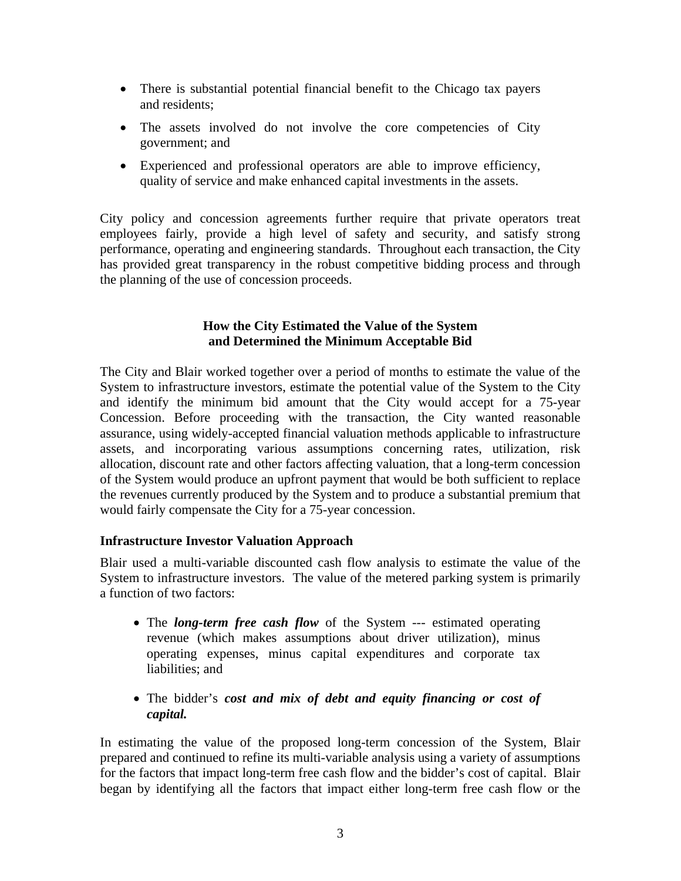- There is substantial potential financial benefit to the Chicago tax payers and residents;
- The assets involved do not involve the core competencies of City government; and
- Experienced and professional operators are able to improve efficiency, quality of service and make enhanced capital investments in the assets.

City policy and concession agreements further require that private operators treat employees fairly, provide a high level of safety and security, and satisfy strong performance, operating and engineering standards. Throughout each transaction, the City has provided great transparency in the robust competitive bidding process and through the planning of the use of concession proceeds.

## How the City Estimated the Value of the System and Determined the Minimum Acceptable Bid

The City and Blair worked together over a period of months to estimate the value of the System to infrastructure investors, estimate the potential value of the System to the City and identify the minimum bid amount that the City would accept for a 75-year Concession. Before proceeding with the transaction, the City wanted reasonable assurance, using widely-accepted financial valuation methods applicable to infrastructure assets, and incorporating various assumptions concerning rates, utilization, risk allocation, discount rate and other factors affecting valuation, that a long-term concession of the System would produce an upfront payment that would be both sufficient to replace the revenues currently produced by the System and to produce a substantial premium that would fairly compensate the City for a 75-year concession.

### Infrastructure Investor Valuation Approach

Blair used a multi-variable discounted cash flow analysis to estimate the value of the System to infrastructure investors. The value of the metered parking system is primarily a function of two factors:

- The ***long-term free cash flow*** of the System --- estimated operating revenue (which makes assumptions about driver utilization), minus operating expenses, minus capital expenditures and corporate tax liabilities; and
- The bidder's ***cost and mix of debt and equity financing or cost of capital.***

In estimating the value of the proposed long-term concession of the System, Blair prepared and continued to refine its multi-variable analysis using a variety of assumptions for the factors that impact long-term free cash flow and the bidder's cost of capital. Blair began by identifying all the factors that impact either long-term free cash flow or the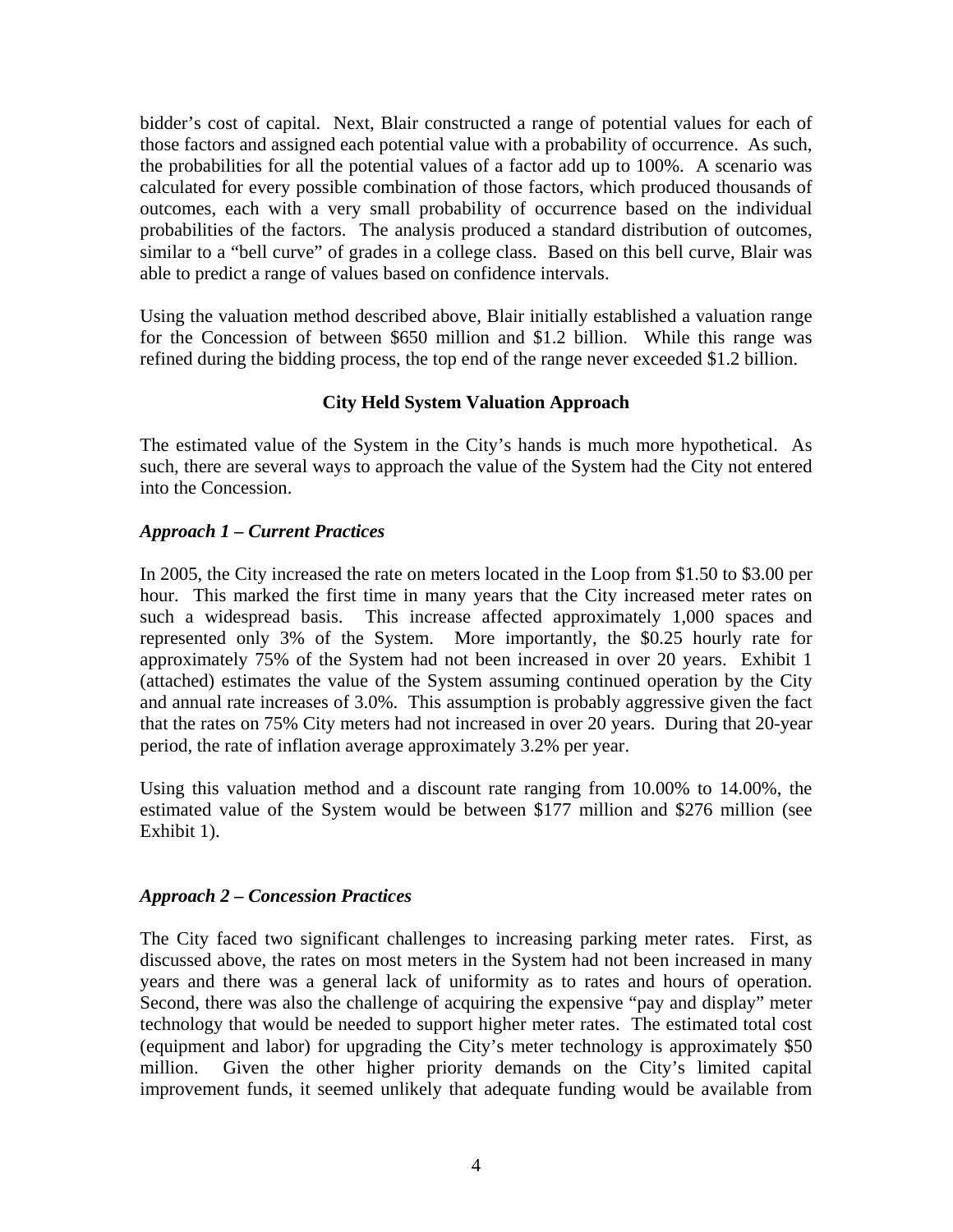bidder's cost of capital. Next, Blair constructed a range of potential values for each of those factors and assigned each potential value with a probability of occurrence. As such, the probabilities for all the potential values of a factor add up to 100%. A scenario was calculated for every possible combination of those factors, which produced thousands of outcomes, each with a very small probability of occurrence based on the individual probabilities of the factors. The analysis produced a standard distribution of outcomes, similar to a "bell curve" of grades in a college class. Based on this bell curve, Blair was able to predict a range of values based on confidence intervals.

Using the valuation method described above, Blair initially established a valuation range for the Concession of between $650 million and $1.2 billion. While this range was refined during the bidding process, the top end of the range never exceeded $1.2 billion.

### City Held System Valuation Approach

The estimated value of the System in the City's hands is much more hypothetical. As such, there are several ways to approach the value of the System had the City not entered into the Concession.

#### *Approach 1 – Current Practices*

In 2005, the City increased the rate on meters located in the Loop from $1.50 to $3.00 per hour. This marked the first time in many years that the City increased meter rates on such a widespread basis. This increase affected approximately 1,000 spaces and represented only 3% of the System. More importantly, the $0.25 hourly rate for approximately 75% of the System had not been increased in over 20 years. Exhibit 1 (attached) estimates the value of the System assuming continued operation by the City and annual rate increases of 3.0%. This assumption is probably aggressive given the fact that the rates on 75% City meters had not increased in over 20 years. During that 20-year period, the rate of inflation average approximately 3.2% per year.

Using this valuation method and a discount rate ranging from 10.00% to 14.00%, the estimated value of the System would be between $177 million and $276 million (see Exhibit 1).

#### *Approach 2 – Concession Practices*

The City faced two significant challenges to increasing parking meter rates. First, as discussed above, the rates on most meters in the System had not been increased in many years and there was a general lack of uniformity as to rates and hours of operation. Second, there was also the challenge of acquiring the expensive "pay and display" meter technology that would be needed to support higher meter rates. The estimated total cost (equipment and labor) for upgrading the City's meter technology is approximately $50 million. Given the other higher priority demands on the City's limited capital improvement funds, it seemed unlikely that adequate funding would be available from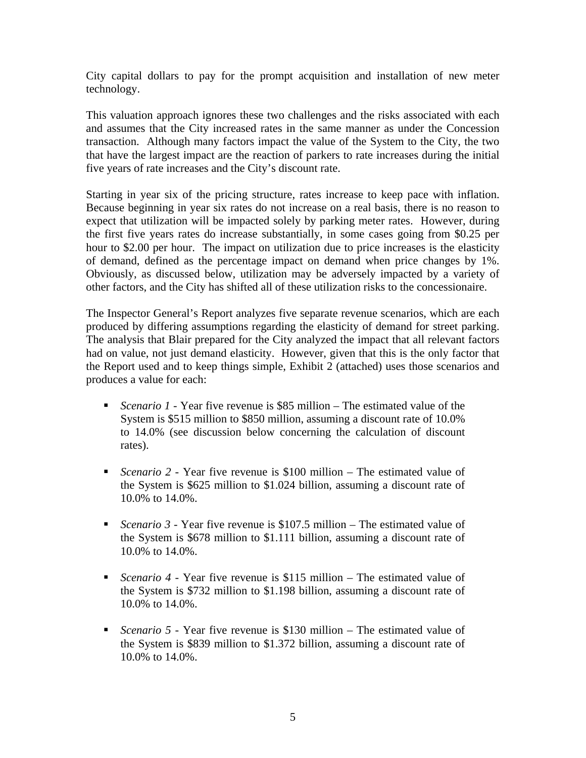City capital dollars to pay for the prompt acquisition and installation of new meter technology.

This valuation approach ignores these two challenges and the risks associated with each and assumes that the City increased rates in the same manner as under the Concession transaction. Although many factors impact the value of the System to the City, the two that have the largest impact are the reaction of parkers to rate increases during the initial five years of rate increases and the City's discount rate.

Starting in year six of the pricing structure, rates increase to keep pace with inflation. Because beginning in year six rates do not increase on a real basis, there is no reason to expect that utilization will be impacted solely by parking meter rates. However, during the first five years rates do increase substantially, in some cases going from $0.25 per hour to $2.00 per hour. The impact on utilization due to price increases is the elasticity of demand, defined as the percentage impact on demand when price changes by 1%. Obviously, as discussed below, utilization may be adversely impacted by a variety of other factors, and the City has shifted all of these utilization risks to the concessionaire.

The Inspector General's Report analyzes five separate revenue scenarios, which are each produced by differing assumptions regarding the elasticity of demand for street parking. The analysis that Blair prepared for the City analyzed the impact that all relevant factors had on value, not just demand elasticity. However, given that this is the only factor that the Report used and to keep things simple, Exhibit 2 (attached) uses those scenarios and produces a value for each:

- *Scenario 1* - Year five revenue is $85 million – The estimated value of the System is $515 million to $850 million, assuming a discount rate of 10.0% to 14.0% (see discussion below concerning the calculation of discount rates).
- *Scenario 2* - Year five revenue is $100 million – The estimated value of the System is $625 million to $1.024 billion, assuming a discount rate of 10.0% to 14.0%.
- *Scenario 3* - Year five revenue is $107.5 million – The estimated value of the System is $678 million to $1.111 billion, assuming a discount rate of 10.0% to 14.0%.
- *Scenario 4* - Year five revenue is $115 million – The estimated value of the System is $732 million to $1.198 billion, assuming a discount rate of 10.0% to 14.0%.
- *Scenario 5* - Year five revenue is $130 million – The estimated value of the System is $839 million to $1.372 billion, assuming a discount rate of 10.0% to 14.0%.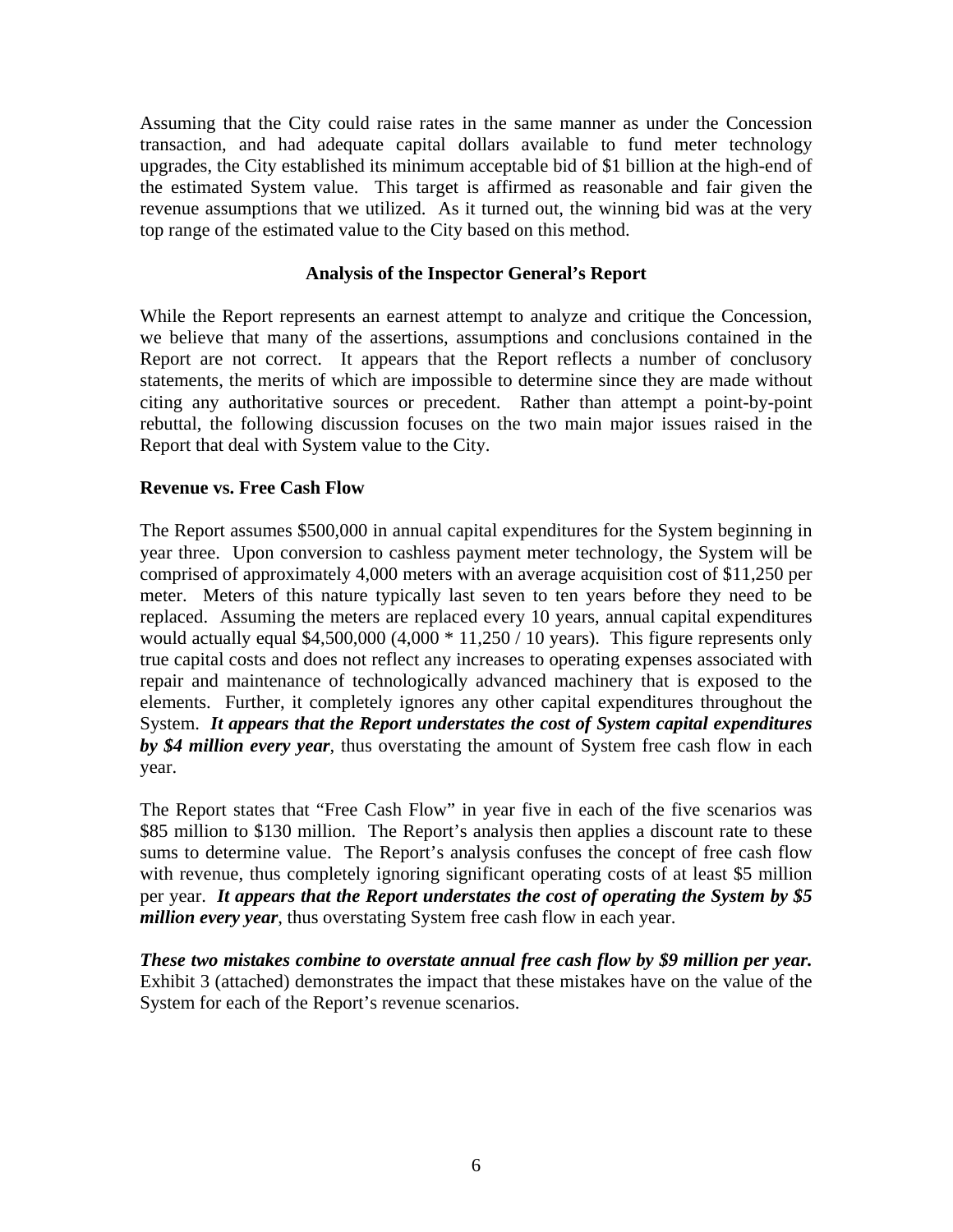Assuming that the City could raise rates in the same manner as under the Concession transaction, and had adequate capital dollars available to fund meter technology upgrades, the City established its minimum acceptable bid of $1 billion at the high-end of the estimated System value. This target is affirmed as reasonable and fair given the revenue assumptions that we utilized. As it turned out, the winning bid was at the very top range of the estimated value to the City based on this method.

## Analysis of the Inspector General's Report

While the Report represents an earnest attempt to analyze and critique the Concession, we believe that many of the assertions, assumptions and conclusions contained in the Report are not correct. It appears that the Report reflects a number of conclusory statements, the merits of which are impossible to determine since they are made without citing any authoritative sources or precedent. Rather than attempt a point-by-point rebuttal, the following discussion focuses on the two main major issues raised in the Report that deal with System value to the City.

### Revenue vs. Free Cash Flow

The Report assumes $500,000 in annual capital expenditures for the System beginning in year three. Upon conversion to cashless payment meter technology, the System will be comprised of approximately 4,000 meters with an average acquisition cost of $11,250 per meter. Meters of this nature typically last seven to ten years before they need to be replaced. Assuming the meters are replaced every 10 years, annual capital expenditures would actually equal $4,500,000 (4,000 * 11,250 / 10 years). This figure represents only true capital costs and does not reflect any increases to operating expenses associated with repair and maintenance of technologically advanced machinery that is exposed to the elements. Further, it completely ignores any other capital expenditures throughout the System. ***It appears that the Report understates the cost of System capital expenditures by $4 million every year***, thus overstating the amount of System free cash flow in each year.

The Report states that "Free Cash Flow" in year five in each of the five scenarios was $85 million to $130 million. The Report's analysis then applies a discount rate to these sums to determine value. The Report's analysis confuses the concept of free cash flow with revenue, thus completely ignoring significant operating costs of at least $5 million per year. ***It appears that the Report understates the cost of operating the System by $5 million every year***, thus overstating System free cash flow in each year.

***These two mistakes combine to overstate annual free cash flow by $9 million per year.*** Exhibit 3 (attached) demonstrates the impact that these mistakes have on the value of the System for each of the Report's revenue scenarios.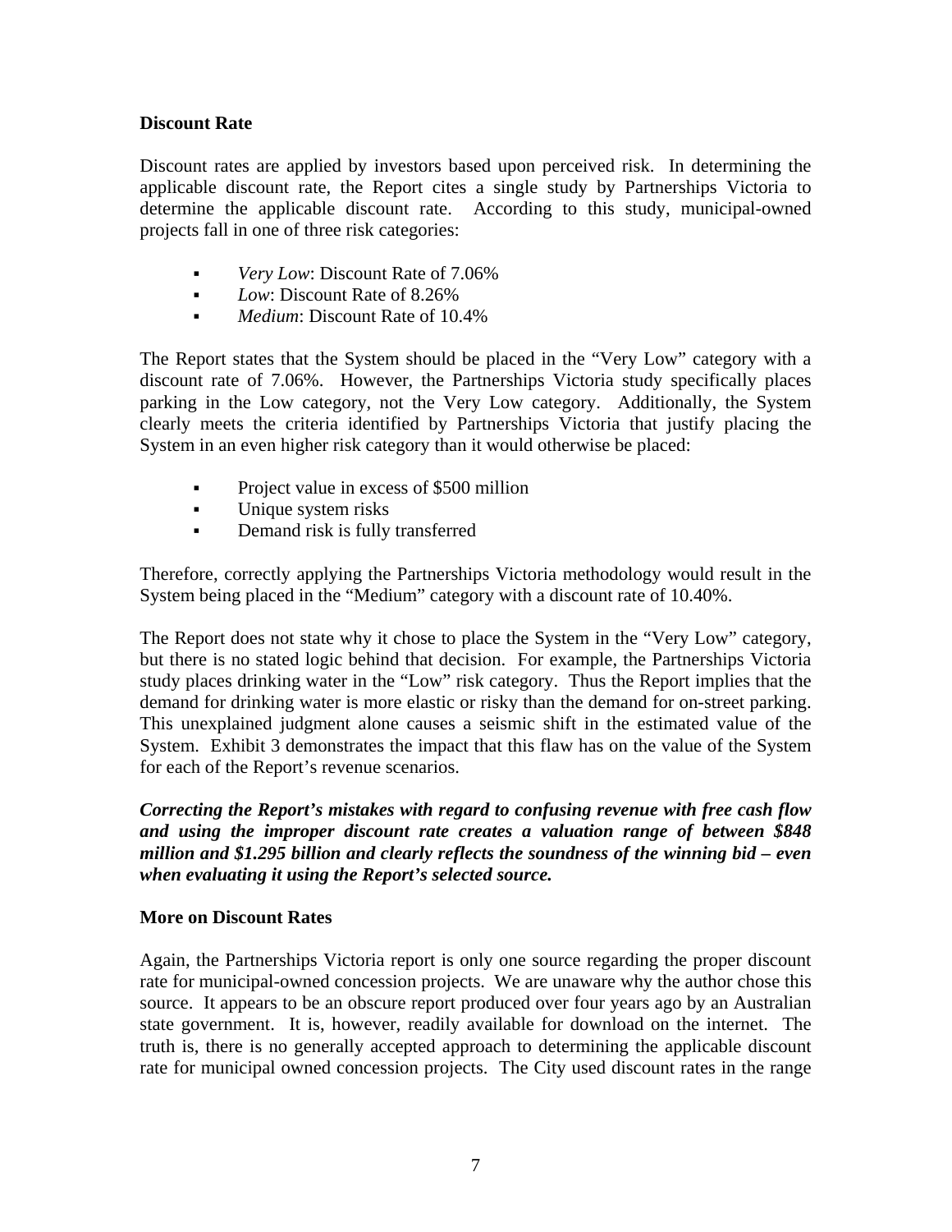**Discount Rate**

Discount rates are applied by investors based upon perceived risk. In determining the applicable discount rate, the Report cites a single study by Partnerships Victoria to determine the applicable discount rate. According to this study, municipal-owned projects fall in one of three risk categories:

- *Very Low*: Discount Rate of 7.06%
- *Low*: Discount Rate of 8.26%
- *Medium*: Discount Rate of 10.4%

The Report states that the System should be placed in the "Very Low" category with a discount rate of 7.06%. However, the Partnerships Victoria study specifically places parking in the Low category, not the Very Low category. Additionally, the System clearly meets the criteria identified by Partnerships Victoria that justify placing the System in an even higher risk category than it would otherwise be placed:

- Project value in excess of $500 million
- Unique system risks
- Demand risk is fully transferred

Therefore, correctly applying the Partnerships Victoria methodology would result in the System being placed in the "Medium" category with a discount rate of 10.40%.

The Report does not state why it chose to place the System in the "Very Low" category, but there is no stated logic behind that decision. For example, the Partnerships Victoria study places drinking water in the "Low" risk category. Thus the Report implies that the demand for drinking water is more elastic or risky than the demand for on-street parking. This unexplained judgment alone causes a seismic shift in the estimated value of the System. Exhibit 3 demonstrates the impact that this flaw has on the value of the System for each of the Report's revenue scenarios.

***Correcting the Report's mistakes with regard to confusing revenue with free cash flow and using the improper discount rate creates a valuation range of between $848 million and $1.295 billion and clearly reflects the soundness of the winning bid – even when evaluating it using the Report's selected source.***

**More on Discount Rates**

Again, the Partnerships Victoria report is only one source regarding the proper discount rate for municipal-owned concession projects. We are unaware why the author chose this source. It appears to be an obscure report produced over four years ago by an Australian state government. It is, however, readily available for download on the internet. The truth is, there is no generally accepted approach to determining the applicable discount rate for municipal owned concession projects. The City used discount rates in the range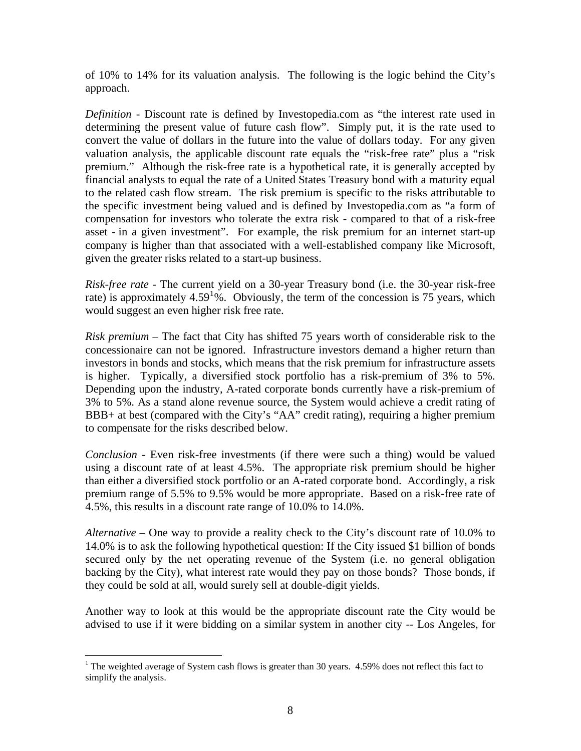of 10% to 14% for its valuation analysis. The following is the logic behind the City's approach.

*Definition* - Discount rate is defined by Investopedia.com as "the interest rate used in determining the present value of future cash flow". Simply put, it is the rate used to convert the value of dollars in the future into the value of dollars today. For any given valuation analysis, the applicable discount rate equals the "risk-free rate" plus a "risk premium." Although the risk-free rate is a hypothetical rate, it is generally accepted by financial analysts to equal the rate of a United States Treasury bond with a maturity equal to the related cash flow stream. The risk premium is specific to the risks attributable to the specific investment being valued and is defined by Investopedia.com as "a form of compensation for investors who tolerate the extra risk - compared to that of a risk-free asset - in a given investment". For example, the risk premium for an internet start-up company is higher than that associated with a well-established company like Microsoft, given the greater risks related to a start-up business.

*Risk-free rate* - The current yield on a 30-year Treasury bond (i.e. the 30-year risk-free rate) is approximately 4.59[1]%. Obviously, the term of the concession is 75 years, which would suggest an even higher risk free rate.

*Risk premium* – The fact that City has shifted 75 years worth of considerable risk to the concessionaire can not be ignored. Infrastructure investors demand a higher return than investors in bonds and stocks, which means that the risk premium for infrastructure assets is higher. Typically, a diversified stock portfolio has a risk-premium of 3% to 5%. Depending upon the industry, A-rated corporate bonds currently have a risk-premium of 3% to 5%. As a stand alone revenue source, the System would achieve a credit rating of BBB+ at best (compared with the City's "AA" credit rating), requiring a higher premium to compensate for the risks described below.

*Conclusion* - Even risk-free investments (if there were such a thing) would be valued using a discount rate of at least 4.5%. The appropriate risk premium should be higher than either a diversified stock portfolio or an A-rated corporate bond. Accordingly, a risk premium range of 5.5% to 9.5% would be more appropriate. Based on a risk-free rate of 4.5%, this results in a discount rate range of 10.0% to 14.0%.

*Alternative* – One way to provide a reality check to the City's discount rate of 10.0% to 14.0% is to ask the following hypothetical question: If the City issued \$1 billion of bonds secured only by the net operating revenue of the System (i.e. no general obligation backing by the City), what interest rate would they pay on those bonds? Those bonds, if they could be sold at all, would surely sell at double-digit yields.

Another way to look at this would be the appropriate discount rate the City would be advised to use if it were bidding on a similar system in another city -- Los Angeles, for

---

[1] The weighted average of System cash flows is greater than 30 years. 4.59% does not reflect this fact to simplify the analysis.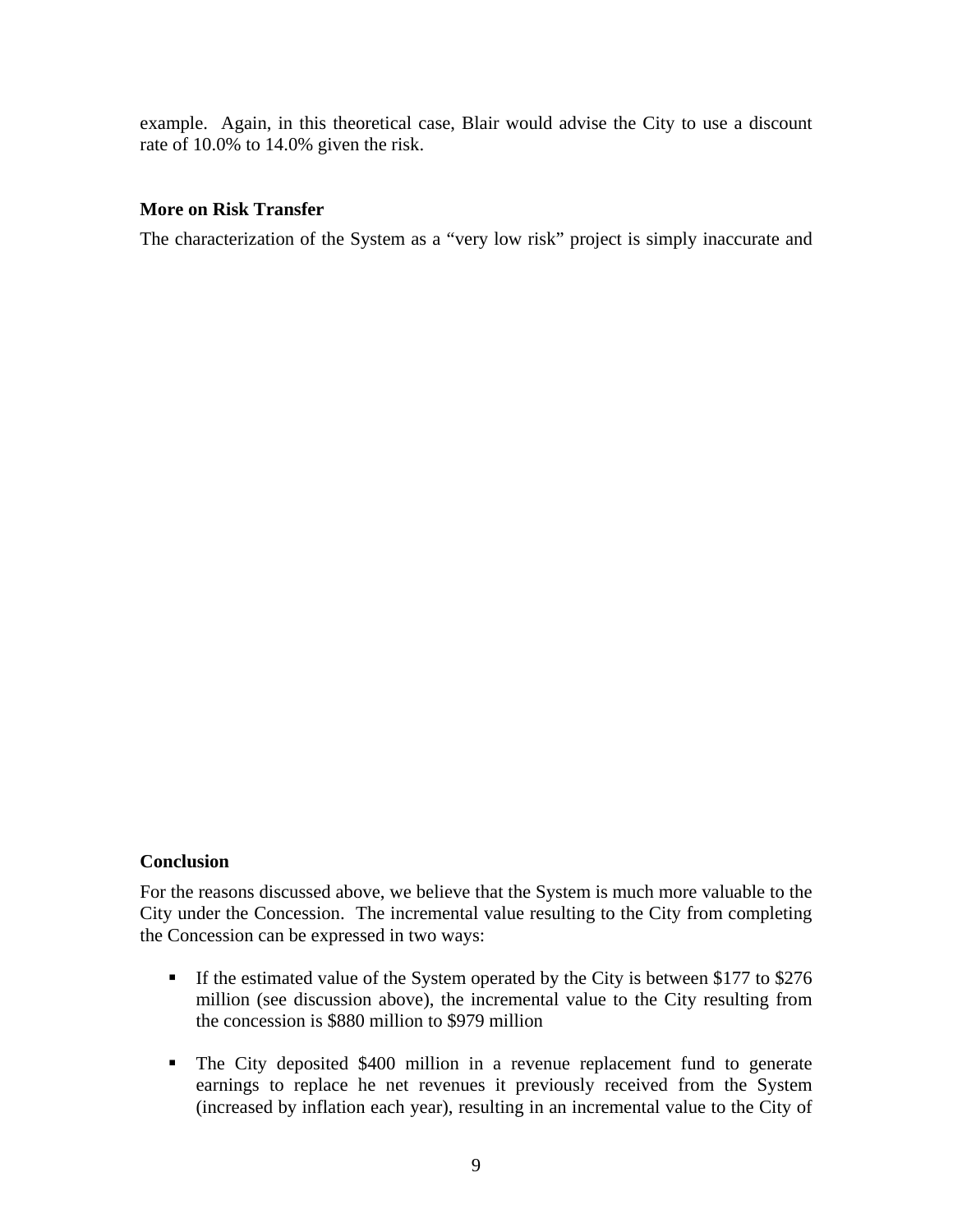example. Again, in this theoretical case, Blair would advise the City to use a discount rate of 10.0% to 14.0% given the risk.

**More on Risk Transfer**

The characterization of the System as a "very low risk" project is simply inaccurate and

**Conclusion**

For the reasons discussed above, we believe that the System is much more valuable to the City under the Concession. The incremental value resulting to the City from completing the Concession can be expressed in two ways:

- If the estimated value of the System operated by the City is between $177 to $276 million (see discussion above), the incremental value to the City resulting from the concession is $880 million to $979 million
- The City deposited $400 million in a revenue replacement fund to generate earnings to replace he net revenues it previously received from the System (increased by inflation each year), resulting in an incremental value to the City of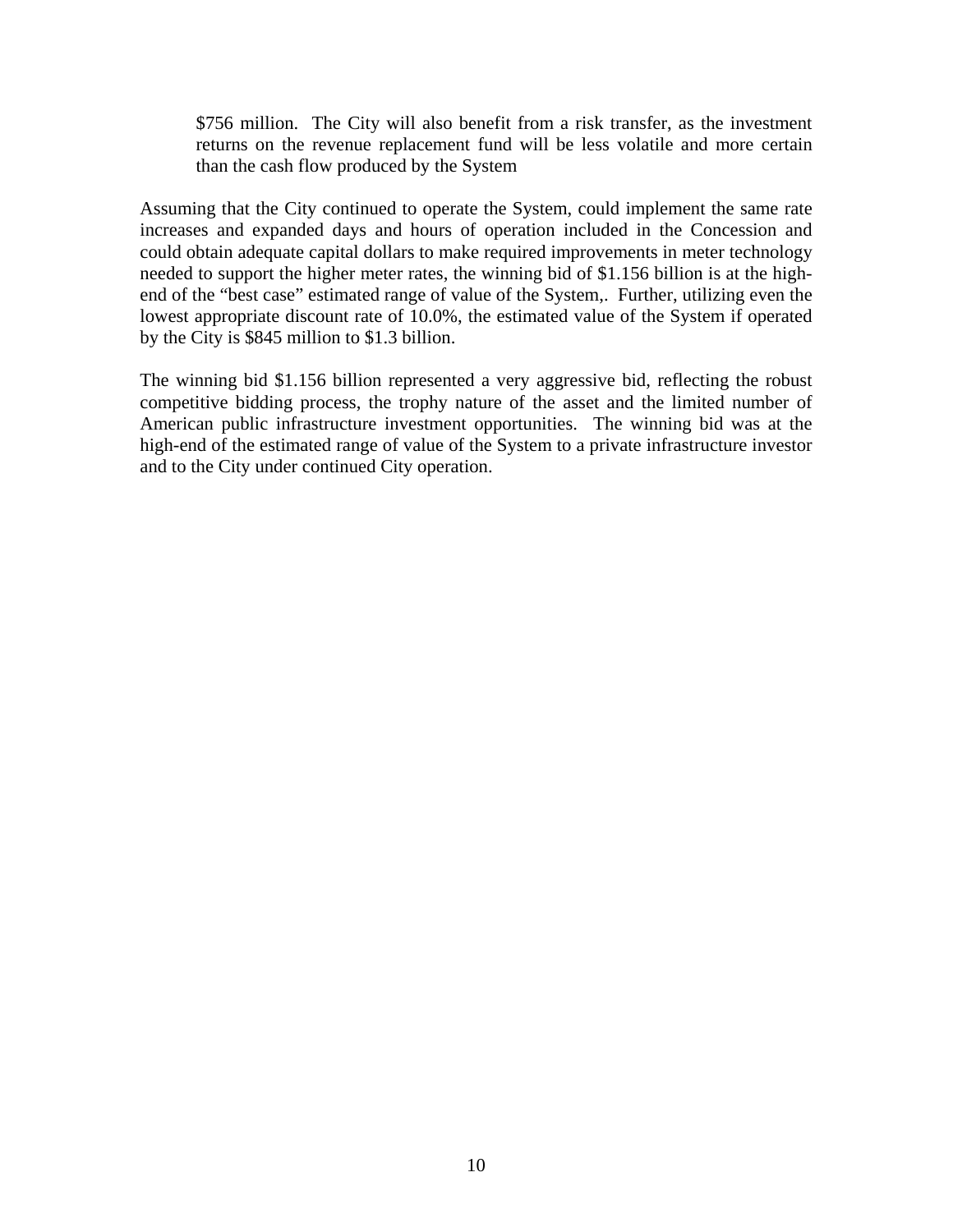$756 million. The City will also benefit from a risk transfer, as the investment returns on the revenue replacement fund will be less volatile and more certain than the cash flow produced by the System

Assuming that the City continued to operate the System, could implement the same rate increases and expanded days and hours of operation included in the Concession and could obtain adequate capital dollars to make required improvements in meter technology needed to support the higher meter rates, the winning bid of $1.156 billion is at the high-end of the "best case" estimated range of value of the System,. Further, utilizing even the lowest appropriate discount rate of 10.0%, the estimated value of the System if operated by the City is $845 million to $1.3 billion.

The winning bid $1.156 billion represented a very aggressive bid, reflecting the robust competitive bidding process, the trophy nature of the asset and the limited number of American public infrastructure investment opportunities. The winning bid was at the high-end of the estimated range of value of the System to a private infrastructure investor and to the City under continued City operation.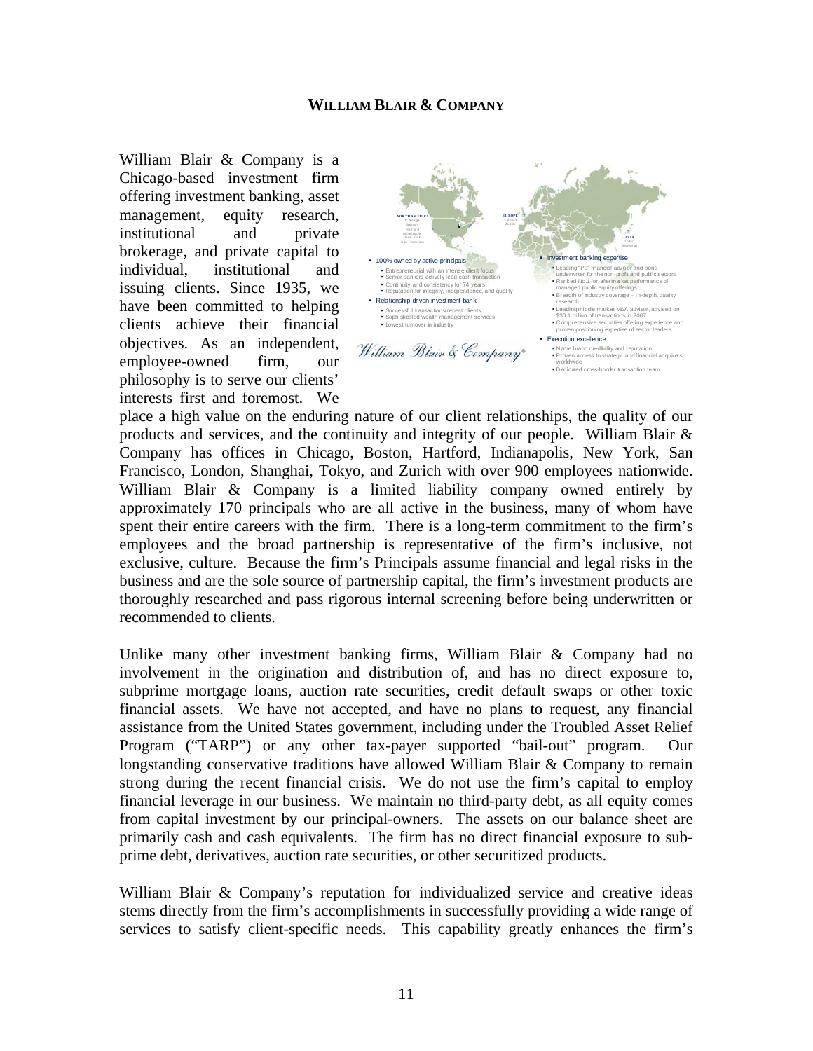**WILLIAM BLAIR & COMPANY**

William Blair & Company is a Chicago-based investment firm offering investment banking, asset management, equity research, institutional and private brokerage, and private capital to individual, institutional and issuing clients. Since 1935, we have been committed to helping clients achieve their financial objectives. As an independent, employee-owned firm, our philosophy is to serve our clients' interests first and foremost. We place a high value on the enduring nature of our client relationships, the quality of our products and services, and the continuity and integrity of our people. William Blair & Company has offices in Chicago, Boston, Hartford, Indianapolis, New York, San Francisco, London, Shanghai, Tokyo, and Zurich with over 900 employees nationwide. William Blair & Company is a limited liability company owned entirely by approximately 170 principals who are all active in the business, many of whom have spent their entire careers with the firm. There is a long-term commitment to the firm's employees and the broad partnership is representative of the firm's inclusive, not exclusive, culture. Because the firm's Principals assume financial and legal risks in the business and are the sole source of partnership capital, the firm's investment products are thoroughly researched and pass rigorous internal screening before being underwritten or recommended to clients.

Unlike many other investment banking firms, William Blair & Company had no involvement in the origination and distribution of, and has no direct exposure to, subprime mortgage loans, auction rate securities, credit default swaps or other toxic financial assets. We have not accepted, and have no plans to request, any financial assistance from the United States government, including under the Troubled Asset Relief Program ("TARP") or any other tax-payer supported "bail-out" program. Our longstanding conservative traditions have allowed William Blair & Company to remain strong during the recent financial crisis. We do not use the firm's capital to employ financial leverage in our business. We maintain no third-party debt, as all equity comes from capital investment by our principal-owners. The assets on our balance sheet are primarily cash and cash equivalents. The firm has no direct financial exposure to sub-prime debt, derivatives, auction rate securities, or other securitized products.

William Blair & Company's reputation for individualized service and creative ideas stems directly from the firm's accomplishments in successfully providing a wide range of services to satisfy client-specific needs. This capability greatly enhances the firm's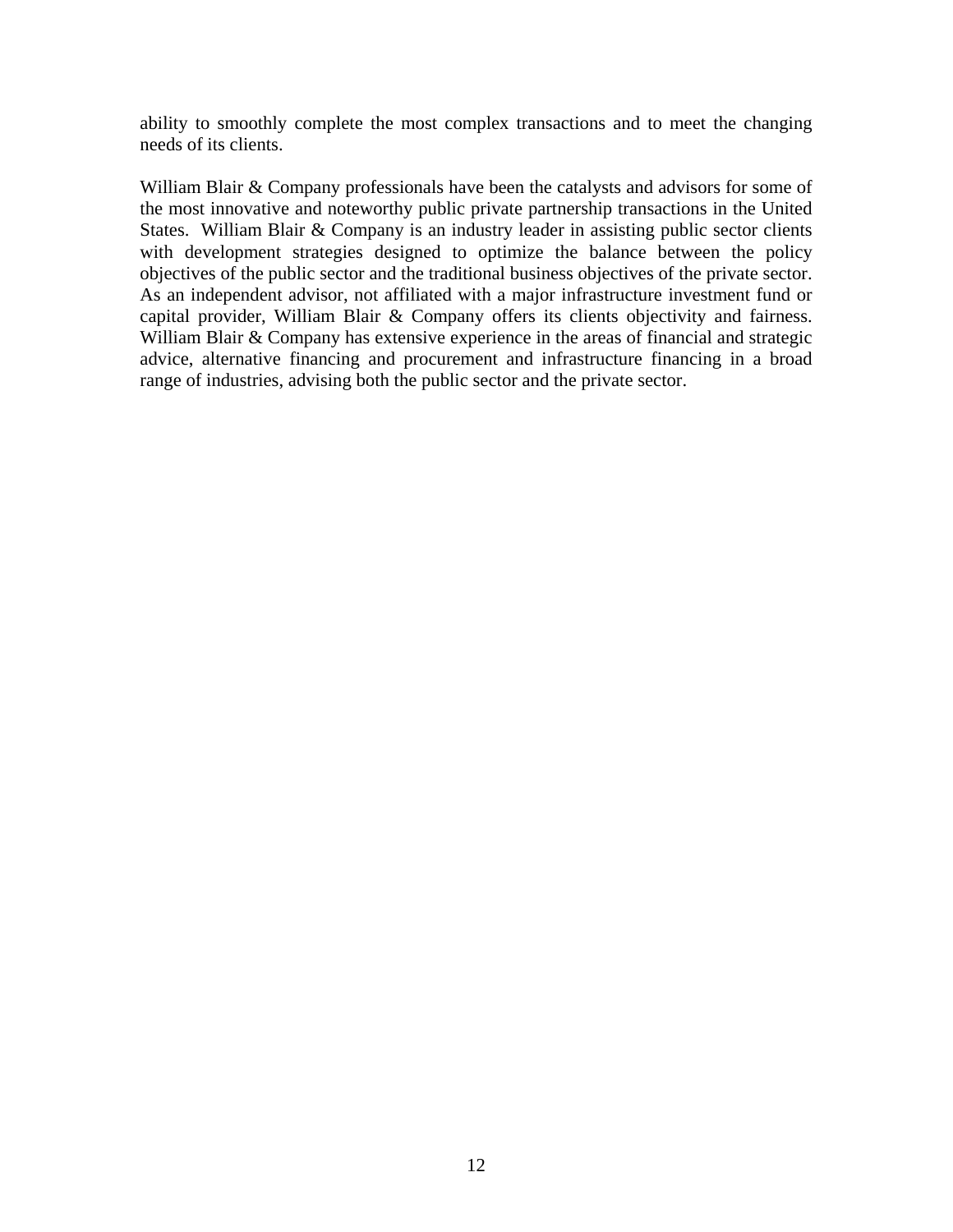ability to smoothly complete the most complex transactions and to meet the changing needs of its clients.

William Blair & Company professionals have been the catalysts and advisors for some of the most innovative and noteworthy public private partnership transactions in the United States. William Blair & Company is an industry leader in assisting public sector clients with development strategies designed to optimize the balance between the policy objectives of the public sector and the traditional business objectives of the private sector. As an independent advisor, not affiliated with a major infrastructure investment fund or capital provider, William Blair & Company offers its clients objectivity and fairness. William Blair & Company has extensive experience in the areas of financial and strategic advice, alternative financing and procurement and infrastructure financing in a broad range of industries, advising both the public sector and the private sector.